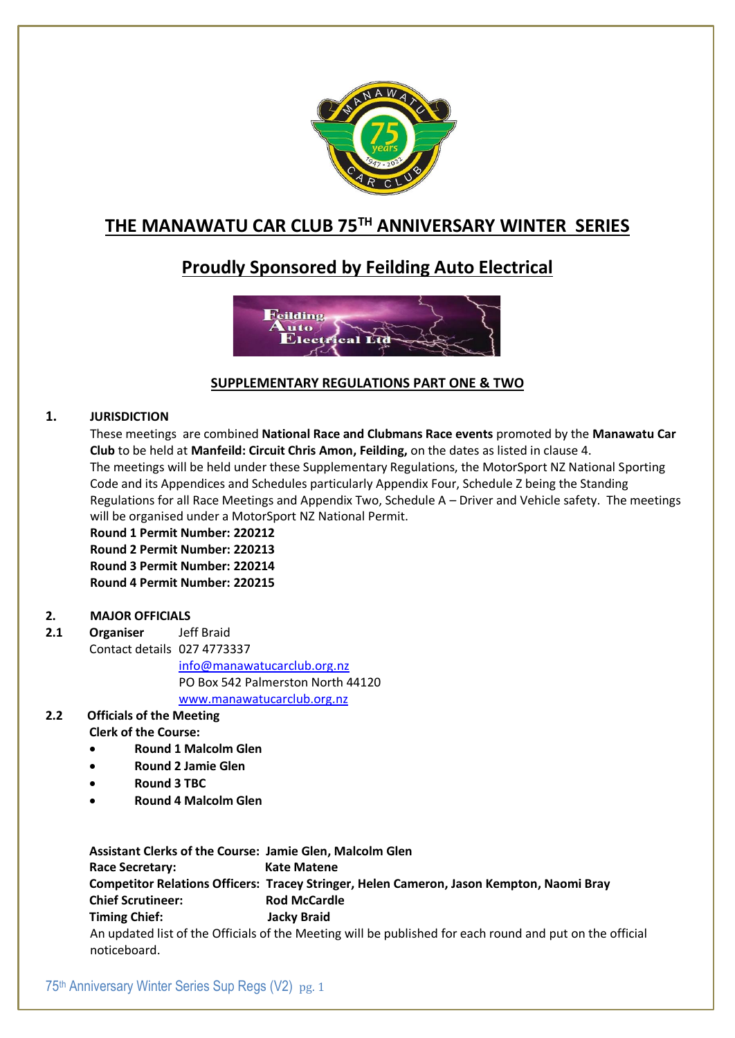# THE MANAWATU CAR CLUB 75TH ANNIVERSARY WINTER SERIES

## Proudly Sponsored by Feilding Auto Electrical

### SUPPLEMENTARY REGULATIONS PART ONE & TWO

**1. JURISDICTION**

These meetings are combined **National Race and Clubmans Race events** promoted by the **Manawatu Car Club** to be held at **Manfeild: Circuit Chris Amon, Feilding,** on the dates as listed in clause 4.

The meetings will be held under these Supplementary Regulations, the MotorSport NZ National Sporting Code and its Appendices and Schedules particularly Appendix Four, Schedule Z being the Standing Regulations for all Race Meetings and Appendix Two, Schedule A – Driver and Vehicle safety. The meetings will be organised under a MotorSport NZ National Permit.

**Round 1 Permit Number: 220212**
**Round 2 Permit Number: 220213**
**Round 3 Permit Number: 220214**
**Round 4 Permit Number: 220215**

**2. MAJOR OFFICIALS**

**2.1 Organiser** Jeff Braid

Contact details 027 4773337
info@manawatucarclub.org.nz
PO Box 542 Palmerston North 44120
www.manawatucarclub.org.nz

**2.2 Officials of the Meeting**

**Clerk of the Course:**

- **Round 1 Malcolm Glen**
- **Round 2 Jamie Glen**
- **Round 3 TBC**
- **Round 4 Malcolm Glen**

**Assistant Clerks of the Course:** **Jamie Glen, Malcolm Glen**
**Race Secretary:** **Kate Matene**
**Competitor Relations Officers:** **Tracey Stringer, Helen Cameron, Jason Kempton, Naomi Bray**
**Chief Scrutineer:** **Rod McCardle**
**Timing Chief:** **Jacky Braid**

An updated list of the Officials of the Meeting will be published for each round and put on the official noticeboard.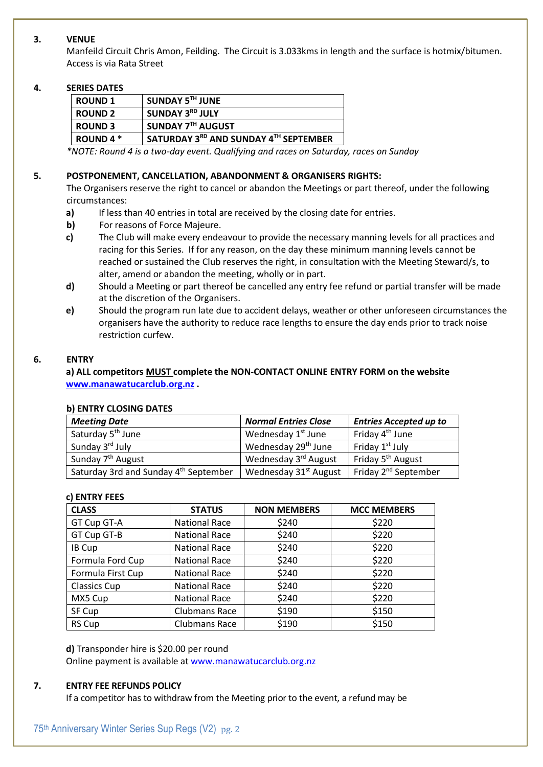**3. VENUE**

Manfeild Circuit Chris Amon, Feilding. The Circuit is 3.033kms in length and the surface is hotmix/bitumen. Access is via Rata Street

**4. SERIES DATES**

| | |
|---|---|
| **ROUND 1** | **SUNDAY 5TH JUNE** |
| **ROUND 2** | **SUNDAY 3RD JULY** |
| **ROUND 3** | **SUNDAY 7TH AUGUST** |
| **ROUND 4 *** | **SATURDAY 3RD AND SUNDAY 4TH SEPTEMBER** |

*\*NOTE: Round 4 is a two-day event. Qualifying and races on Saturday, races on Sunday*

**5. POSTPONEMENT, CANCELLATION, ABANDONMENT & ORGANISERS RIGHTS:**

The Organisers reserve the right to cancel or abandon the Meetings or part thereof, under the following circumstances:

**a)** If less than 40 entries in total are received by the closing date for entries.

**b)** For reasons of Force Majeure.

**c)** The Club will make every endeavour to provide the necessary manning levels for all practices and racing for this Series. If for any reason, on the day these minimum manning levels cannot be reached or sustained the Club reserves the right, in consultation with the Meeting Steward/s, to alter, amend or abandon the meeting, wholly or in part.

**d)** Should a Meeting or part thereof be cancelled any entry fee refund or partial transfer will be made at the discretion of the Organisers.

**e)** Should the program run late due to accident delays, weather or other unforeseen circumstances the organisers have the authority to reduce race lengths to ensure the day ends prior to track noise restriction curfew.

**6. ENTRY**

**a) ALL competitors MUST complete the NON-CONTACT ONLINE ENTRY FORM on the website www.manawatucarclub.org.nz .**

**b) ENTRY CLOSING DATES**

| *Meeting Date* | *Normal Entries Close* | *Entries Accepted up to* |
|---|---|---|
| Saturday 5th June | Wednesday 1st June | Friday 4th June |
| Sunday 3rd July | Wednesday 29th June | Friday 1st July |
| Sunday 7th August | Wednesday 3rd August | Friday 5th August |
| Saturday 3rd and Sunday 4th September | Wednesday 31st August | Friday 2nd September |

**c) ENTRY FEES**

| CLASS | STATUS | NON MEMBERS | MCC MEMBERS |
|---|---|---|---|
| GT Cup GT-A | National Race | $240 | $220 |
| GT Cup GT-B | National Race | $240 | $220 |
| IB Cup | National Race | $240 | $220 |
| Formula Ford Cup | National Race | $240 | $220 |
| Formula First Cup | National Race | $240 | $220 |
| Classics Cup | National Race | $240 | $220 |
| MX5 Cup | National Race | $240 | $220 |
| SF Cup | Clubmans Race | $190 | $150 |
| RS Cup | Clubmans Race | $190 | $150 |

**d)** Transponder hire is $20.00 per round

Online payment is available at www.manawatucarclub.org.nz

**7. ENTRY FEE REFUNDS POLICY**

If a competitor has to withdraw from the Meeting prior to the event, a refund may be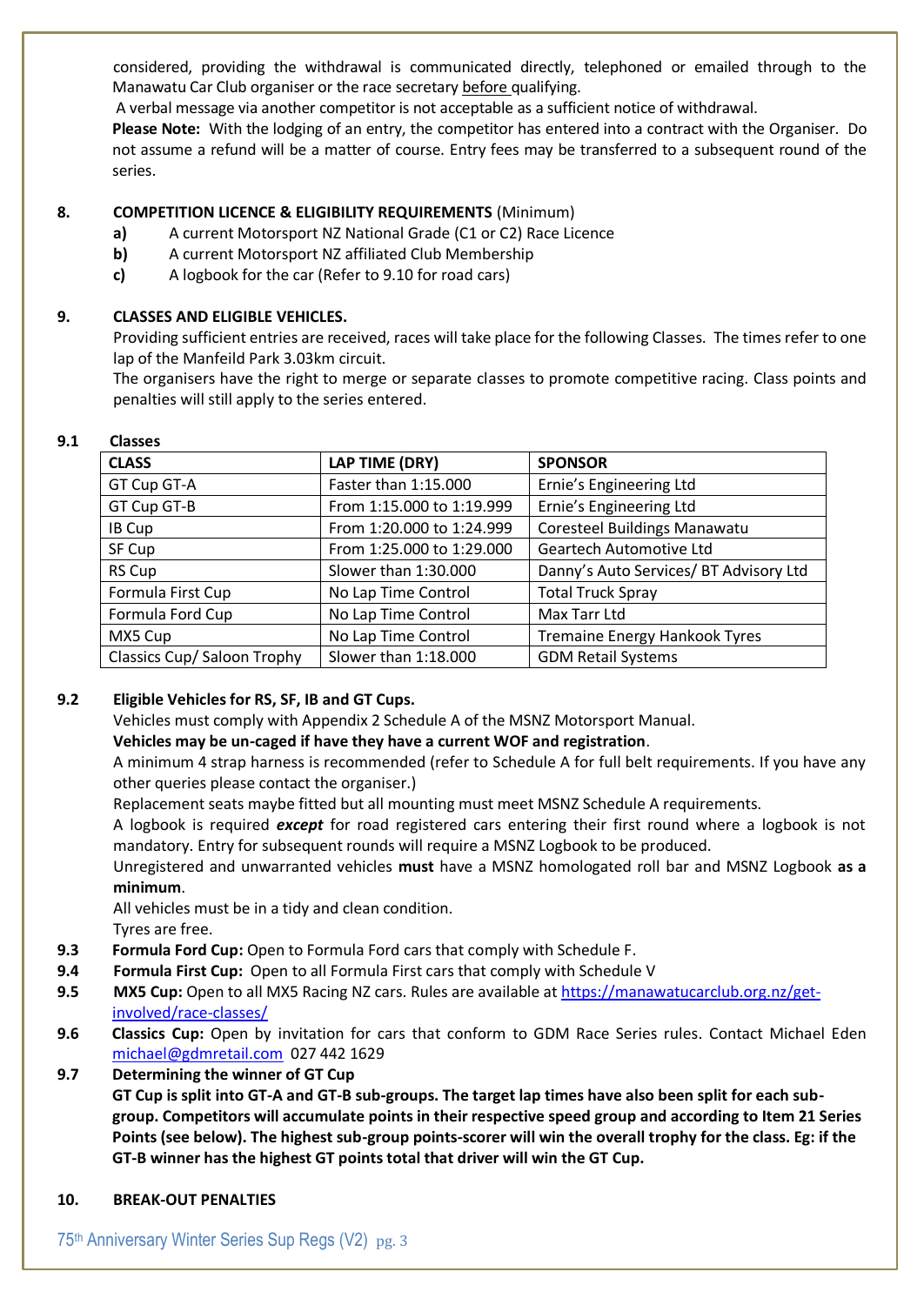considered, providing the withdrawal is communicated directly, telephoned or emailed through to the Manawatu Car Club organiser or the race secretary before qualifying.

A verbal message via another competitor is not acceptable as a sufficient notice of withdrawal.

**Please Note:** With the lodging of an entry, the competitor has entered into a contract with the Organiser. Do not assume a refund will be a matter of course. Entry fees may be transferred to a subsequent round of the series.

## 8. COMPETITION LICENCE & ELIGIBILITY REQUIREMENTS (Minimum)

- **a)** A current Motorsport NZ National Grade (C1 or C2) Race Licence
- **b)** A current Motorsport NZ affiliated Club Membership
- **c)** A logbook for the car (Refer to 9.10 for road cars)

## 9. CLASSES AND ELIGIBLE VEHICLES.

Providing sufficient entries are received, races will take place for the following Classes. The times refer to one lap of the Manfeild Park 3.03km circuit.

The organisers have the right to merge or separate classes to promote competitive racing. Class points and penalties will still apply to the series entered.

### 9.1 Classes

| CLASS | LAP TIME (DRY) | SPONSOR |
|---|---|---|
| GT Cup GT-A | Faster than 1:15.000 | Ernie's Engineering Ltd |
| GT Cup GT-B | From 1:15.000 to 1:19.999 | Ernie's Engineering Ltd |
| IB Cup | From 1:20.000 to 1:24.999 | Coresteel Buildings Manawatu |
| SF Cup | From 1:25.000 to 1:29.000 | Geartech Automotive Ltd |
| RS Cup | Slower than 1:30.000 | Danny's Auto Services/ BT Advisory Ltd |
| Formula First Cup | No Lap Time Control | Total Truck Spray |
| Formula Ford Cup | No Lap Time Control | Max Tarr Ltd |
| MX5 Cup | No Lap Time Control | Tremaine Energy Hankook Tyres |
| Classics Cup/ Saloon Trophy | Slower than 1:18.000 | GDM Retail Systems |

### 9.2 Eligible Vehicles for RS, SF, IB and GT Cups.

Vehicles must comply with Appendix 2 Schedule A of the MSNZ Motorsport Manual.

**Vehicles may be un-caged if have they have a current WOF and registration**.

A minimum 4 strap harness is recommended (refer to Schedule A for full belt requirements. If you have any other queries please contact the organiser.)

Replacement seats maybe fitted but all mounting must meet MSNZ Schedule A requirements.

A logbook is required ***except*** for road registered cars entering their first round where a logbook is not mandatory. Entry for subsequent rounds will require a MSNZ Logbook to be produced.

Unregistered and unwarranted vehicles **must** have a MSNZ homologated roll bar and MSNZ Logbook **as a minimum**.

All vehicles must be in a tidy and clean condition.

Tyres are free.

**9.3 Formula Ford Cup:** Open to Formula Ford cars that comply with Schedule F.

**9.4 Formula First Cup:** Open to all Formula First cars that comply with Schedule V

**9.5 MX5 Cup:** Open to all MX5 Racing NZ cars. Rules are available at https://manawatucarclub.org.nz/get-involved/race-classes/

**9.6 Classics Cup:** Open by invitation for cars that conform to GDM Race Series rules. Contact Michael Eden michael@gdmretail.com 027 442 1629

### 9.7 Determining the winner of GT Cup

**GT Cup is split into GT-A and GT-B sub-groups. The target lap times have also been split for each sub-group. Competitors will accumulate points in their respective speed group and according to Item 21 Series Points (see below). The highest sub-group points-scorer will win the overall trophy for the class. Eg: if the GT-B winner has the highest GT points total that driver will win the GT Cup.**

## 10. BREAK-OUT PENALTIES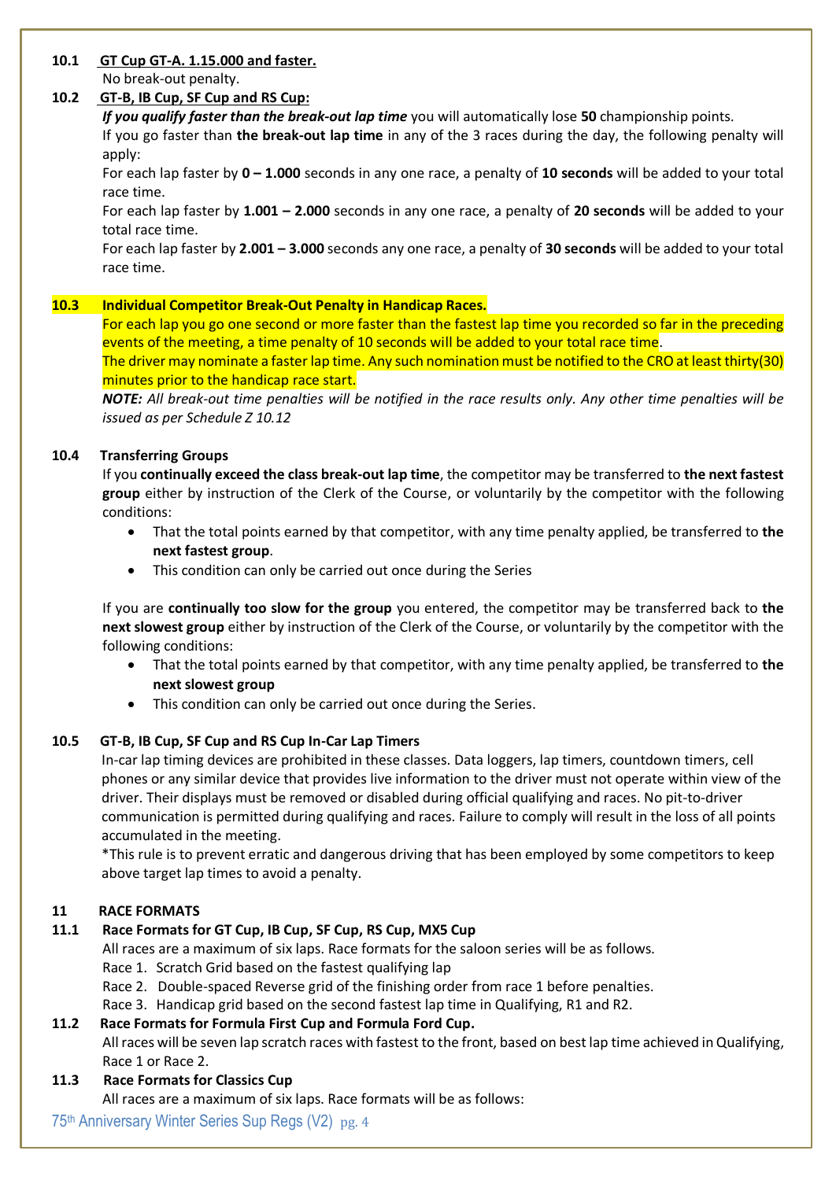### 10.1 GT Cup GT-A. 1.15.000 and faster.

No break-out penalty.

### 10.2 GT-B, IB Cup, SF Cup and RS Cup:

***If you qualify faster than the break-out lap time*** you will automatically lose **50** championship points.

If you go faster than **the break-out lap time** in any of the 3 races during the day, the following penalty will apply:

For each lap faster by **0 – 1.000** seconds in any one race, a penalty of **10 seconds** will be added to your total race time.

For each lap faster by **1.001 – 2.000** seconds in any one race, a penalty of **20 seconds** will be added to your total race time.

For each lap faster by **2.001 – 3.000** seconds any one race, a penalty of **30 seconds** will be added to your total race time.

### 10.3 Individual Competitor Break-Out Penalty in Handicap Races.

For each lap you go one second or more faster than the fastest lap time you recorded so far in the preceding events of the meeting, a time penalty of 10 seconds will be added to your total race time.

The driver may nominate a faster lap time. Any such nomination must be notified to the CRO at least thirty(30) minutes prior to the handicap race start.

***NOTE:*** *All break-out time penalties will be notified in the race results only. Any other time penalties will be issued as per Schedule Z 10.12*

### 10.4 Transferring Groups

If you **continually exceed the class break-out lap time**, the competitor may be transferred to **the next fastest group** either by instruction of the Clerk of the Course, or voluntarily by the competitor with the following conditions:

- That the total points earned by that competitor, with any time penalty applied, be transferred to **the next fastest group**.
- This condition can only be carried out once during the Series

If you are **continually too slow for the group** you entered, the competitor may be transferred back to **the next slowest group** either by instruction of the Clerk of the Course, or voluntarily by the competitor with the following conditions:

- That the total points earned by that competitor, with any time penalty applied, be transferred to **the next slowest group**
- This condition can only be carried out once during the Series.

### 10.5 GT-B, IB Cup, SF Cup and RS Cup In-Car Lap Timers

In-car lap timing devices are prohibited in these classes. Data loggers, lap timers, countdown timers, cell phones or any similar device that provides live information to the driver must not operate within view of the driver. Their displays must be removed or disabled during official qualifying and races. No pit-to-driver communication is permitted during qualifying and races. Failure to comply will result in the loss of all points accumulated in the meeting.

*This rule is to prevent erratic and dangerous driving that has been employed by some competitors to keep above target lap times to avoid a penalty.

## 11 RACE FORMATS

### 11.1 Race Formats for GT Cup, IB Cup, SF Cup, RS Cup, MX5 Cup

All races are a maximum of six laps. Race formats for the saloon series will be as follows.

Race 1. Scratch Grid based on the fastest qualifying lap

Race 2. Double-spaced Reverse grid of the finishing order from race 1 before penalties.

Race 3. Handicap grid based on the second fastest lap time in Qualifying, R1 and R2.

### 11.2 Race Formats for Formula First Cup and Formula Ford Cup.

All races will be seven lap scratch races with fastest to the front, based on best lap time achieved in Qualifying, Race 1 or Race 2.

### 11.3 Race Formats for Classics Cup

All races are a maximum of six laps. Race formats will be as follows: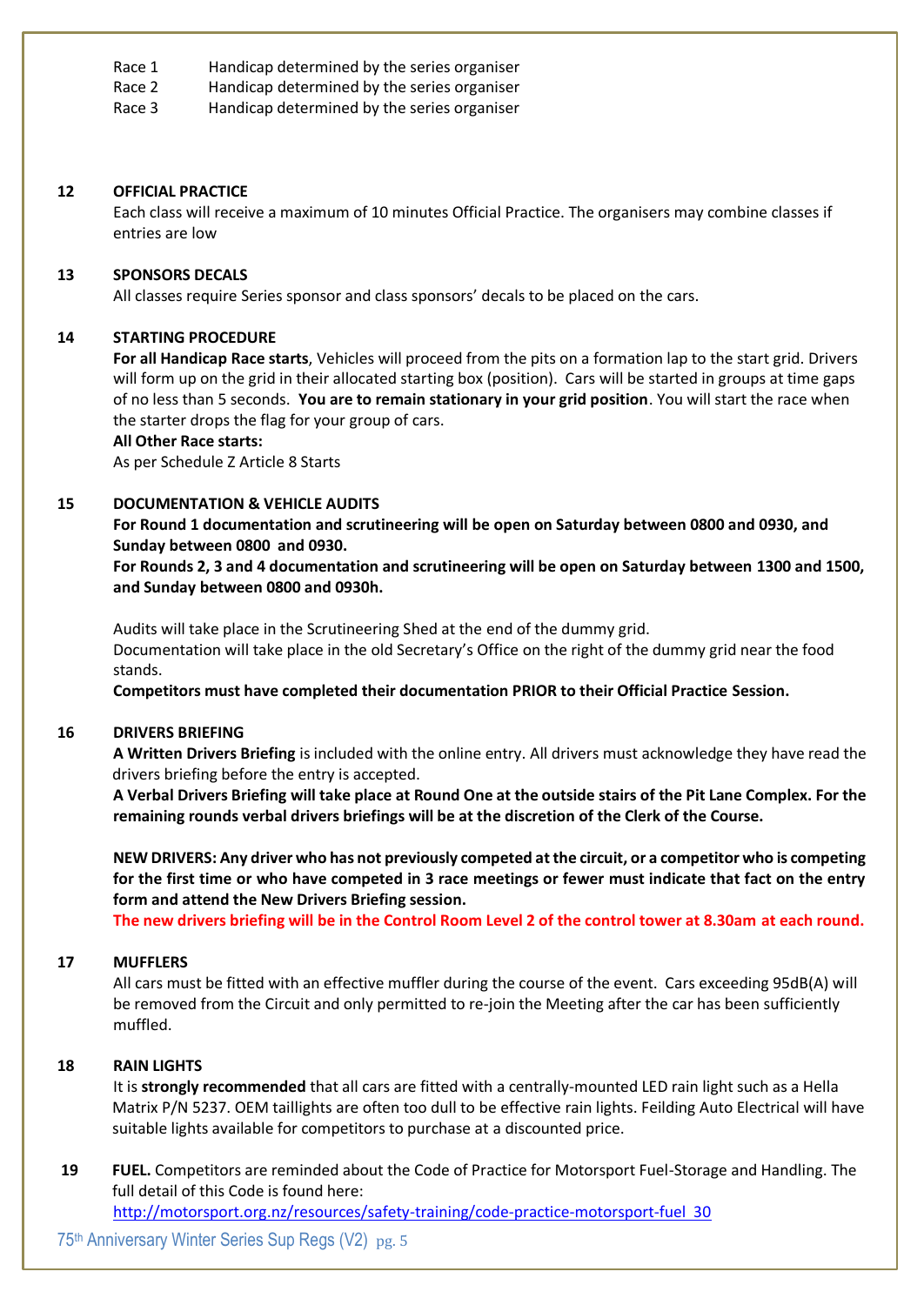Race 1 Handicap determined by the series organiser
Race 2 Handicap determined by the series organiser
Race 3 Handicap determined by the series organiser

## 12 OFFICIAL PRACTICE

Each class will receive a maximum of 10 minutes Official Practice. The organisers may combine classes if entries are low

## 13 SPONSORS DECALS

All classes require Series sponsor and class sponsors' decals to be placed on the cars.

## 14 STARTING PROCEDURE

**For all Handicap Race starts**, Vehicles will proceed from the pits on a formation lap to the start grid. Drivers will form up on the grid in their allocated starting box (position). Cars will be started in groups at time gaps of no less than 5 seconds. **You are to remain stationary in your grid position**. You will start the race when the starter drops the flag for your group of cars.

**All Other Race starts:**
As per Schedule Z Article 8 Starts

## 15 DOCUMENTATION & VEHICLE AUDITS

**For Round 1 documentation and scrutineering will be open on Saturday between 0800 and 0930, and Sunday between 0800 and 0930.**
**For Rounds 2, 3 and 4 documentation and scrutineering will be open on Saturday between 1300 and 1500, and Sunday between 0800 and 0930h.**

Audits will take place in the Scrutineering Shed at the end of the dummy grid.
Documentation will take place in the old Secretary's Office on the right of the dummy grid near the food stands.
**Competitors must have completed their documentation PRIOR to their Official Practice Session.**

## 16 DRIVERS BRIEFING

**A Written Drivers Briefing** is included with the online entry. All drivers must acknowledge they have read the drivers briefing before the entry is accepted.
**A Verbal Drivers Briefing will take place at Round One at the outside stairs of the Pit Lane Complex. For the remaining rounds verbal drivers briefings will be at the discretion of the Clerk of the Course.**

**NEW DRIVERS: Any driver who has not previously competed at the circuit, or a competitor who is competing for the first time or who have competed in 3 race meetings or fewer must indicate that fact on the entry form and attend the New Drivers Briefing session.**
**The new drivers briefing will be in the Control Room Level 2 of the control tower at 8.30am at each round.**

## 17 MUFFLERS

All cars must be fitted with an effective muffler during the course of the event. Cars exceeding 95dB(A) will be removed from the Circuit and only permitted to re-join the Meeting after the car has been sufficiently muffled.

## 18 RAIN LIGHTS

It is **strongly recommended** that all cars are fitted with a centrally-mounted LED rain light such as a Hella Matrix P/N 5237. OEM taillights are often too dull to be effective rain lights. Feilding Auto Electrical will have suitable lights available for competitors to purchase at a discounted price.

## 19 FUEL.

Competitors are reminded about the Code of Practice for Motorsport Fuel-Storage and Handling. The full detail of this Code is found here:
http://motorsport.org.nz/resources/safety-training/code-practice-motorsport-fuel_30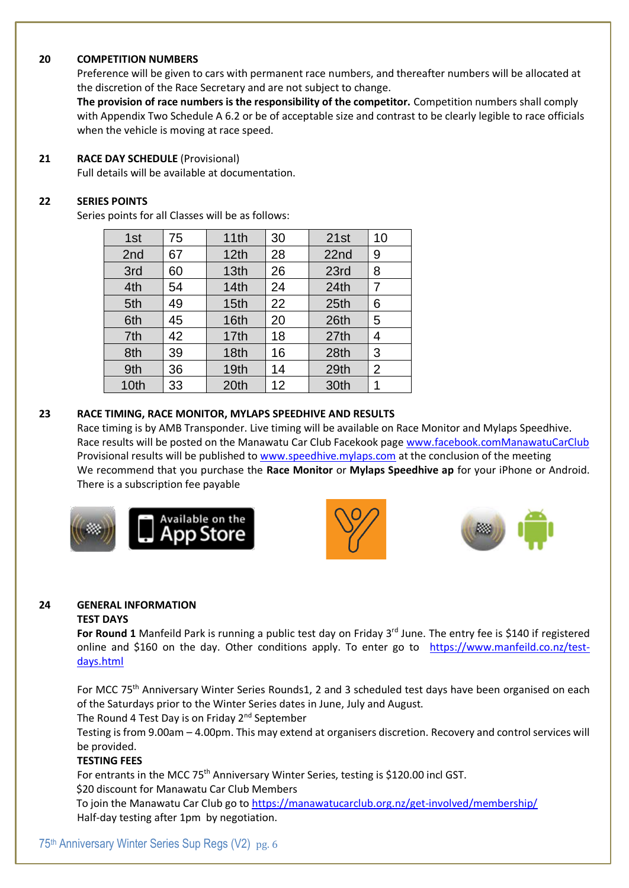## 20 COMPETITION NUMBERS

Preference will be given to cars with permanent race numbers, and thereafter numbers will be allocated at the discretion of the Race Secretary and are not subject to change.

**The provision of race numbers is the responsibility of the competitor.** Competition numbers shall comply with Appendix Two Schedule A 6.2 or be of acceptable size and contrast to be clearly legible to race officials when the vehicle is moving at race speed.

## 21 RACE DAY SCHEDULE (Provisional)

Full details will be available at documentation.

## 22 SERIES POINTS

Series points for all Classes will be as follows:

| | | | | | |
|---|---|---|---|---|---|
| 1st | 75 | 11th | 30 | 21st | 10 |
| 2nd | 67 | 12th | 28 | 22nd | 9 |
| 3rd | 60 | 13th | 26 | 23rd | 8 |
| 4th | 54 | 14th | 24 | 24th | 7 |
| 5th | 49 | 15th | 22 | 25th | 6 |
| 6th | 45 | 16th | 20 | 26th | 5 |
| 7th | 42 | 17th | 18 | 27th | 4 |
| 8th | 39 | 18th | 16 | 28th | 3 |
| 9th | 36 | 19th | 14 | 29th | 2 |
| 10th | 33 | 20th | 12 | 30th | 1 |

## 23 RACE TIMING, RACE MONITOR, MYLAPS SPEEDHIVE AND RESULTS

Race timing is by AMB Transponder. Live timing will be available on Race Monitor and Mylaps Speedhive.
Race results will be posted on the Manawatu Car Club Facekook page www.facebook.comManawatuCarClub
Provisional results will be published to www.speedhive.mylaps.com at the conclusion of the meeting
We recommend that you purchase the **Race Monitor** or **Mylaps Speedhive ap** for your iPhone or Android.
There is a subscription fee payable

Available on the App Store

## 24 GENERAL INFORMATION

**TEST DAYS**

**For Round 1** Manfeild Park is running a public test day on Friday 3rd June. The entry fee is $140 if registered online and $160 on the day. Other conditions apply. To enter go to https://www.manfeild.co.nz/test-days.html

For MCC 75th Anniversary Winter Series Rounds1, 2 and 3 scheduled test days have been organised on each of the Saturdays prior to the Winter Series dates in June, July and August.
The Round 4 Test Day is on Friday 2nd September
Testing is from 9.00am – 4.00pm. This may extend at organisers discretion. Recovery and control services will be provided.

**TESTING FEES**

For entrants in the MCC 75th Anniversary Winter Series, testing is $120.00 incl GST.
$20 discount for Manawatu Car Club Members
To join the Manawatu Car Club go to https://manawatucarclub.org.nz/get-involved/membership/
Half-day testing after 1pm by negotiation.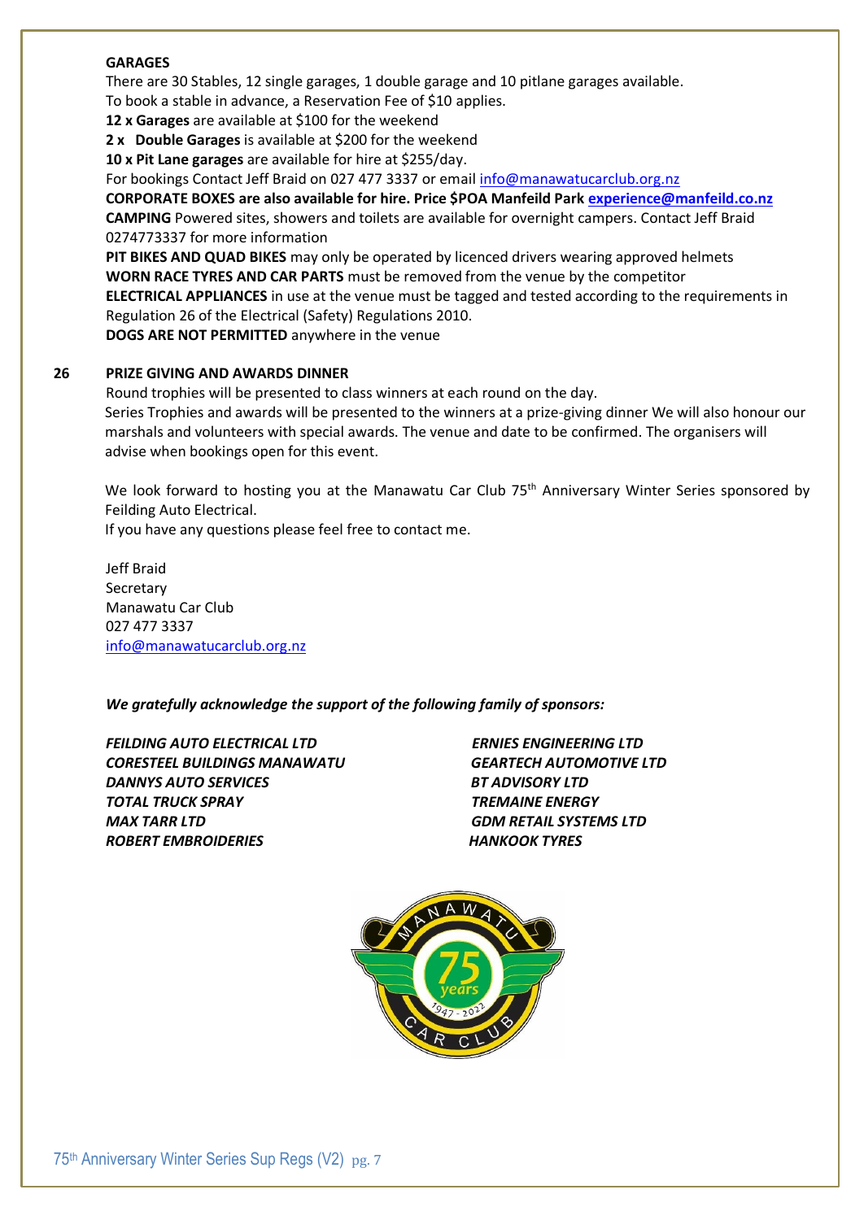**GARAGES**

There are 30 Stables, 12 single garages, 1 double garage and 10 pitlane garages available.
To book a stable in advance, a Reservation Fee of $10 applies.
**12 x Garages** are available at $100 for the weekend
**2 x Double Garages** is available at $200 for the weekend
**10 x Pit Lane garages** are available for hire at $255/day.
For bookings Contact Jeff Braid on 027 477 3337 or email info@manawatucarclub.org.nz
**CORPORATE BOXES are also available for hire. Price $POA Manfeild Park experience@manfeild.co.nz**
**CAMPING** Powered sites, showers and toilets are available for overnight campers. Contact Jeff Braid 0274773337 for more information
**PIT BIKES AND QUAD BIKES** may only be operated by licenced drivers wearing approved helmets
**WORN RACE TYRES AND CAR PARTS** must be removed from the venue by the competitor
**ELECTRICAL APPLIANCES** in use at the venue must be tagged and tested according to the requirements in Regulation 26 of the Electrical (Safety) Regulations 2010.
**DOGS ARE NOT PERMITTED** anywhere in the venue

## 26 PRIZE GIVING AND AWARDS DINNER

Round trophies will be presented to class winners at each round on the day.
Series Trophies and awards will be presented to the winners at a prize-giving dinner We will also honour our marshals and volunteers with special awards. The venue and date to be confirmed. The organisers will advise when bookings open for this event.

We look forward to hosting you at the Manawatu Car Club 75th Anniversary Winter Series sponsored by Feilding Auto Electrical.
If you have any questions please feel free to contact me.

Jeff Braid
Secretary
Manawatu Car Club
027 477 3337
info@manawatucarclub.org.nz

***We gratefully acknowledge the support of the following family of sponsors:***

***FEILDING AUTO ELECTRICAL LTD***
***CORESTEEL BUILDINGS MANAWATU***
***DANNYS AUTO SERVICES***
***TOTAL TRUCK SPRAY***
***MAX TARR LTD***
***ROBERT EMBROIDERIES***
***ERNIES ENGINEERING LTD***
***GEARTECH AUTOMOTIVE LTD***
***BT ADVISORY LTD***
***TREMAINE ENERGY***
***GDM RETAIL SYSTEMS LTD***
***HANKOOK TYRES***